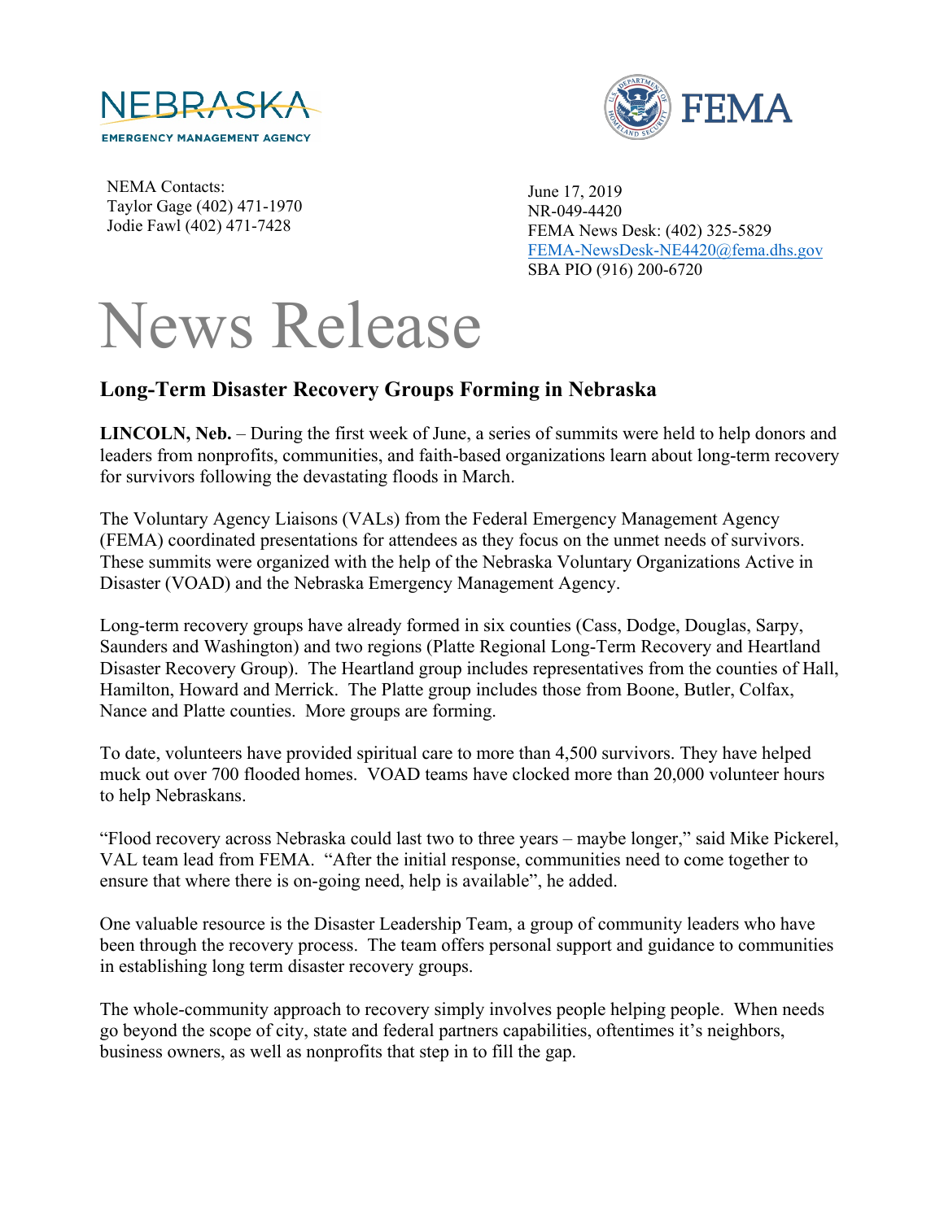NEBRASKA
EMERGENCY MANAGEMENT AGENCY

FEMA

NEMA Contacts:
Taylor Gage (402) 471-1970
Jodie Fawl (402) 471-7428

June 17, 2019
NR-049-4420
FEMA News Desk: (402) 325-5829
FEMA-NewsDesk-NE4420@fema.dhs.gov
SBA PIO (916) 200-6720

# News Release

## Long-Term Disaster Recovery Groups Forming in Nebraska

**LINCOLN, Neb.** – During the first week of June, a series of summits were held to help donors and leaders from nonprofits, communities, and faith-based organizations learn about long-term recovery for survivors following the devastating floods in March.

The Voluntary Agency Liaisons (VALs) from the Federal Emergency Management Agency (FEMA) coordinated presentations for attendees as they focus on the unmet needs of survivors. These summits were organized with the help of the Nebraska Voluntary Organizations Active in Disaster (VOAD) and the Nebraska Emergency Management Agency.

Long-term recovery groups have already formed in six counties (Cass, Dodge, Douglas, Sarpy, Saunders and Washington) and two regions (Platte Regional Long-Term Recovery and Heartland Disaster Recovery Group). The Heartland group includes representatives from the counties of Hall, Hamilton, Howard and Merrick. The Platte group includes those from Boone, Butler, Colfax, Nance and Platte counties. More groups are forming.

To date, volunteers have provided spiritual care to more than 4,500 survivors. They have helped muck out over 700 flooded homes. VOAD teams have clocked more than 20,000 volunteer hours to help Nebraskans.

"Flood recovery across Nebraska could last two to three years – maybe longer," said Mike Pickerel, VAL team lead from FEMA. "After the initial response, communities need to come together to ensure that where there is on-going need, help is available", he added.

One valuable resource is the Disaster Leadership Team, a group of community leaders who have been through the recovery process. The team offers personal support and guidance to communities in establishing long term disaster recovery groups.

The whole-community approach to recovery simply involves people helping people. When needs go beyond the scope of city, state and federal partners capabilities, oftentimes it's neighbors, business owners, as well as nonprofits that step in to fill the gap.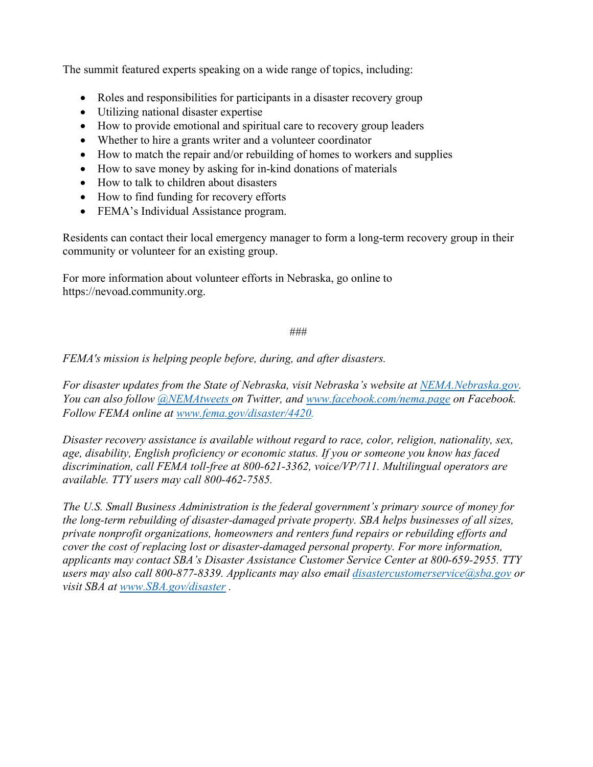The summit featured experts speaking on a wide range of topics, including:

- Roles and responsibilities for participants in a disaster recovery group
- Utilizing national disaster expertise
- How to provide emotional and spiritual care to recovery group leaders
- Whether to hire a grants writer and a volunteer coordinator
- How to match the repair and/or rebuilding of homes to workers and supplies
- How to save money by asking for in-kind donations of materials
- How to talk to children about disasters
- How to find funding for recovery efforts
- FEMA's Individual Assistance program.

Residents can contact their local emergency manager to form a long-term recovery group in their community or volunteer for an existing group.

For more information about volunteer efforts in Nebraska, go online to https://nevoad.community.org.

###

*FEMA's mission is helping people before, during, and after disasters.*

*For disaster updates from the State of Nebraska, visit Nebraska's website at [NEMA.Nebraska.gov](NEMA.Nebraska.gov). You can also follow [@NEMAtweets](@NEMAtweets) on Twitter, and [www.facebook.com/nema.page](www.facebook.com/nema.page) on Facebook. Follow FEMA online at [www.fema.gov/disaster/4420.](www.fema.gov/disaster/4420)*

*Disaster recovery assistance is available without regard to race, color, religion, nationality, sex, age, disability, English proficiency or economic status. If you or someone you know has faced discrimination, call FEMA toll-free at 800-621-3362, voice/VP/711. Multilingual operators are available. TTY users may call 800-462-7585.*

*The U.S. Small Business Administration is the federal government's primary source of money for the long-term rebuilding of disaster-damaged private property. SBA helps businesses of all sizes, private nonprofit organizations, homeowners and renters fund repairs or rebuilding efforts and cover the cost of replacing lost or disaster-damaged personal property. For more information, applicants may contact SBA's Disaster Assistance Customer Service Center at 800-659-2955. TTY users may also call 800-877-8339. Applicants may also email [disastercustomerservice@sba.gov](mailto:disastercustomerservice@sba.gov) or visit SBA at [www.SBA.gov/disaster](www.SBA.gov/disaster) .*